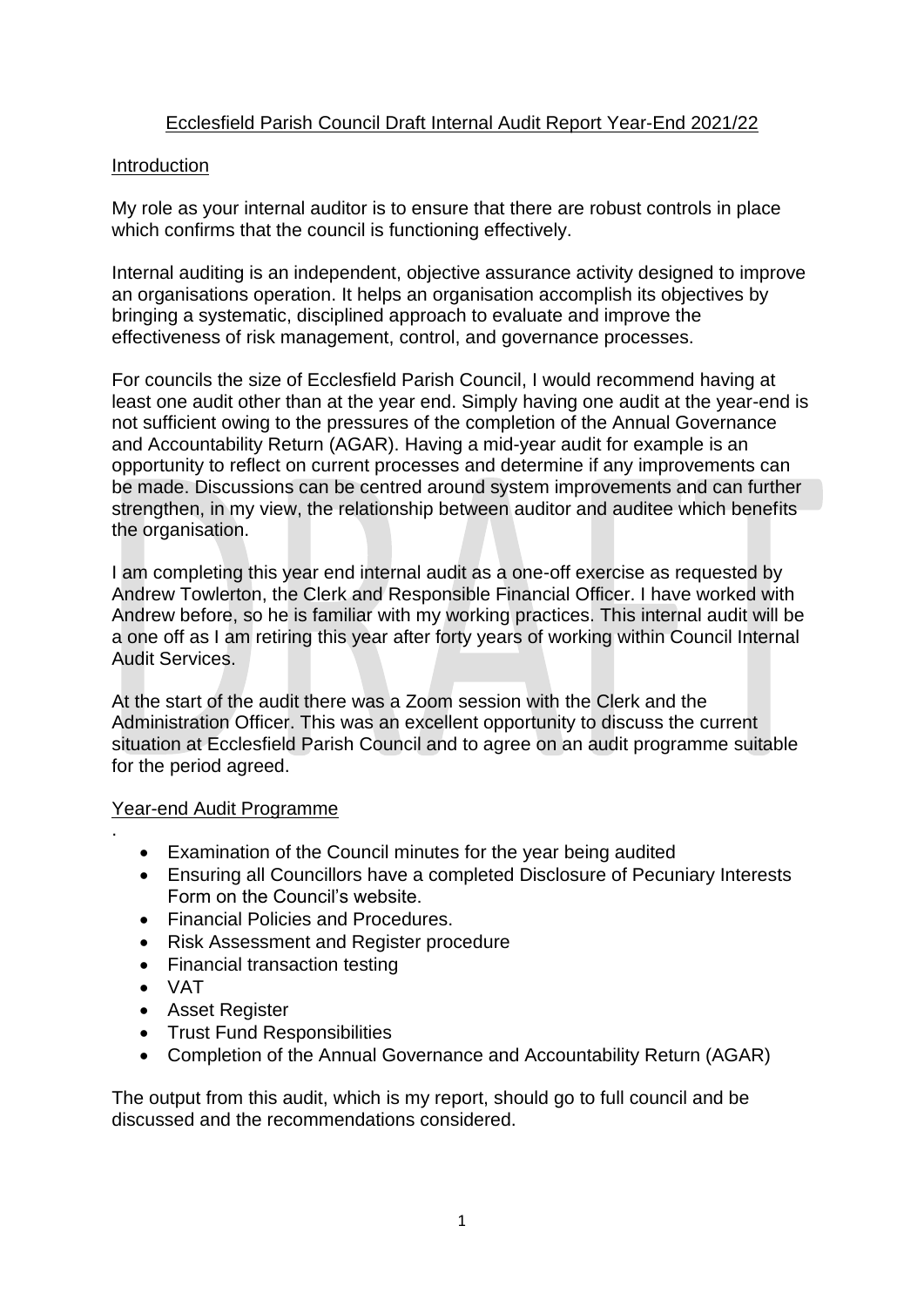# Ecclesfield Parish Council Draft Internal Audit Report Year-End 2021/22

## Introduction

My role as your internal auditor is to ensure that there are robust controls in place which confirms that the council is functioning effectively.

Internal auditing is an independent, objective assurance activity designed to improve an organisations operation. It helps an organisation accomplish its objectives by bringing a systematic, disciplined approach to evaluate and improve the effectiveness of risk management, control, and governance processes.

For councils the size of Ecclesfield Parish Council, I would recommend having at least one audit other than at the year end. Simply having one audit at the year-end is not sufficient owing to the pressures of the completion of the Annual Governance and Accountability Return (AGAR). Having a mid-year audit for example is an opportunity to reflect on current processes and determine if any improvements can be made. Discussions can be centred around system improvements and can further strengthen, in my view, the relationship between auditor and auditee which benefits the organisation.

I am completing this year end internal audit as a one-off exercise as requested by Andrew Towlerton, the Clerk and Responsible Financial Officer. I have worked with Andrew before, so he is familiar with my working practices. This internal audit will be a one off as I am retiring this year after forty years of working within Council Internal Audit Services.

At the start of the audit there was a Zoom session with the Clerk and the Administration Officer. This was an excellent opportunity to discuss the current situation at Ecclesfield Parish Council and to agree on an audit programme suitable for the period agreed.

## Year-end Audit Programme

.

- Examination of the Council minutes for the year being audited
- Ensuring all Councillors have a completed Disclosure of Pecuniary Interests Form on the Council's website.
- Financial Policies and Procedures.
- Risk Assessment and Register procedure
- Financial transaction testing
- VAT
- Asset Register
- Trust Fund Responsibilities
- Completion of the Annual Governance and Accountability Return (AGAR)

The output from this audit, which is my report, should go to full council and be discussed and the recommendations considered.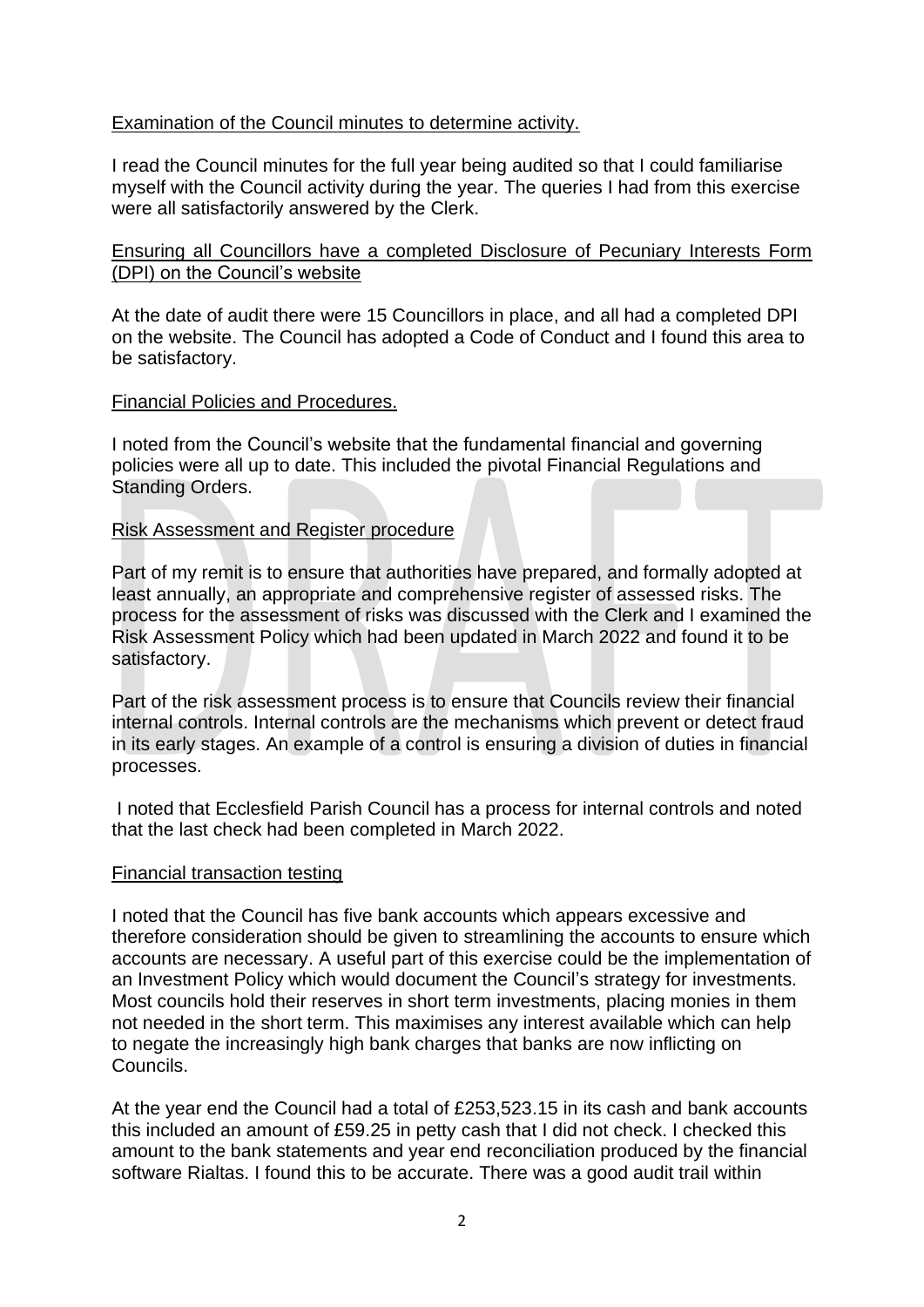Examination of the Council minutes to determine activity.

I read the Council minutes for the full year being audited so that I could familiarise myself with the Council activity during the year. The queries I had from this exercise were all satisfactorily answered by the Clerk.

Ensuring all Councillors have a completed Disclosure of Pecuniary Interests Form (DPI) on the Council's website

At the date of audit there were 15 Councillors in place, and all had a completed DPI on the website. The Council has adopted a Code of Conduct and I found this area to be satisfactory.

Financial Policies and Procedures.

I noted from the Council's website that the fundamental financial and governing policies were all up to date. This included the pivotal Financial Regulations and Standing Orders.

Risk Assessment and Register procedure

Part of my remit is to ensure that authorities have prepared, and formally adopted at least annually, an appropriate and comprehensive register of assessed risks. The process for the assessment of risks was discussed with the Clerk and I examined the Risk Assessment Policy which had been updated in March 2022 and found it to be satisfactory.

Part of the risk assessment process is to ensure that Councils review their financial internal controls. Internal controls are the mechanisms which prevent or detect fraud in its early stages. An example of a control is ensuring a division of duties in financial processes.

I noted that Ecclesfield Parish Council has a process for internal controls and noted that the last check had been completed in March 2022.

Financial transaction testing

I noted that the Council has five bank accounts which appears excessive and therefore consideration should be given to streamlining the accounts to ensure which accounts are necessary. A useful part of this exercise could be the implementation of an Investment Policy which would document the Council's strategy for investments. Most councils hold their reserves in short term investments, placing monies in them not needed in the short term. This maximises any interest available which can help to negate the increasingly high bank charges that banks are now inflicting on Councils.

At the year end the Council had a total of £253,523.15 in its cash and bank accounts this included an amount of £59.25 in petty cash that I did not check. I checked this amount to the bank statements and year end reconciliation produced by the financial software Rialtas. I found this to be accurate. There was a good audit trail within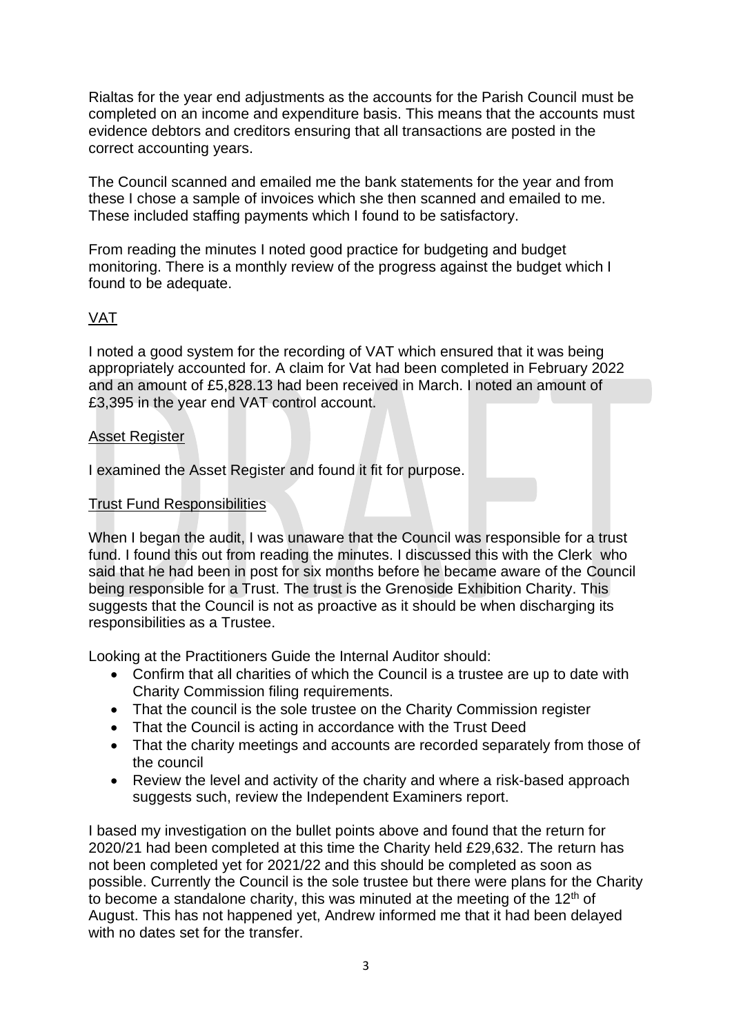Rialtas for the year end adjustments as the accounts for the Parish Council must be completed on an income and expenditure basis. This means that the accounts must evidence debtors and creditors ensuring that all transactions are posted in the correct accounting years.

The Council scanned and emailed me the bank statements for the year and from these I chose a sample of invoices which she then scanned and emailed to me. These included staffing payments which I found to be satisfactory.

From reading the minutes I noted good practice for budgeting and budget monitoring. There is a monthly review of the progress against the budget which I found to be adequate.

<u>VAT</u>

I noted a good system for the recording of VAT which ensured that it was being appropriately accounted for. A claim for Vat had been completed in February 2022 and an amount of £5,828.13 had been received in March. I noted an amount of £3,395 in the year end VAT control account.

<u>Asset Register</u>

I examined the Asset Register and found it fit for purpose.

<u>Trust Fund Responsibilities</u>

When I began the audit, I was unaware that the Council was responsible for a trust fund. I found this out from reading the minutes. I discussed this with the Clerk who said that he had been in post for six months before he became aware of the Council being responsible for a Trust. The trust is the Grenoside Exhibition Charity. This suggests that the Council is not as proactive as it should be when discharging its responsibilities as a Trustee.

Looking at the Practitioners Guide the Internal Auditor should:

- Confirm that all charities of which the Council is a trustee are up to date with Charity Commission filing requirements.
- That the council is the sole trustee on the Charity Commission register
- That the Council is acting in accordance with the Trust Deed
- That the charity meetings and accounts are recorded separately from those of the council
- Review the level and activity of the charity and where a risk-based approach suggests such, review the Independent Examiners report.

I based my investigation on the bullet points above and found that the return for 2020/21 had been completed at this time the Charity held £29,632. The return has not been completed yet for 2021/22 and this should be completed as soon as possible. Currently the Council is the sole trustee but there were plans for the Charity to become a standalone charity, this was minuted at the meeting of the 12th of August. This has not happened yet, Andrew informed me that it had been delayed with no dates set for the transfer.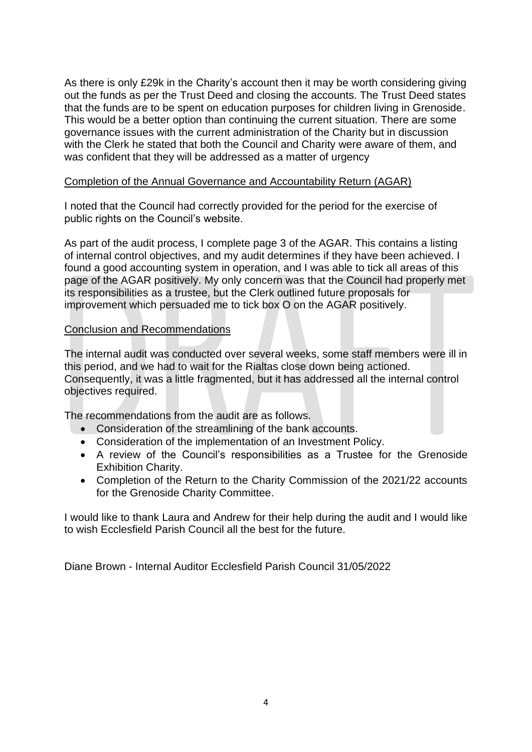As there is only £29k in the Charity's account then it may be worth considering giving out the funds as per the Trust Deed and closing the accounts. The Trust Deed states that the funds are to be spent on education purposes for children living in Grenoside. This would be a better option than continuing the current situation. There are some governance issues with the current administration of the Charity but in discussion with the Clerk he stated that both the Council and Charity were aware of them, and was confident that they will be addressed as a matter of urgency

Completion of the Annual Governance and Accountability Return (AGAR)

I noted that the Council had correctly provided for the period for the exercise of public rights on the Council's website.

As part of the audit process, I complete page 3 of the AGAR. This contains a listing of internal control objectives, and my audit determines if they have been achieved. I found a good accounting system in operation, and I was able to tick all areas of this page of the AGAR positively. My only concern was that the Council had properly met its responsibilities as a trustee, but the Clerk outlined future proposals for improvement which persuaded me to tick box O on the AGAR positively.

Conclusion and Recommendations

The internal audit was conducted over several weeks, some staff members were ill in this period, and we had to wait for the Rialtas close down being actioned. Consequently, it was a little fragmented, but it has addressed all the internal control objectives required.

The recommendations from the audit are as follows.

- Consideration of the streamlining of the bank accounts.
- Consideration of the implementation of an Investment Policy.
- A review of the Council's responsibilities as a Trustee for the Grenoside Exhibition Charity.
- Completion of the Return to the Charity Commission of the 2021/22 accounts for the Grenoside Charity Committee.

I would like to thank Laura and Andrew for their help during the audit and I would like to wish Ecclesfield Parish Council all the best for the future.

Diane Brown - Internal Auditor Ecclesfield Parish Council 31/05/2022